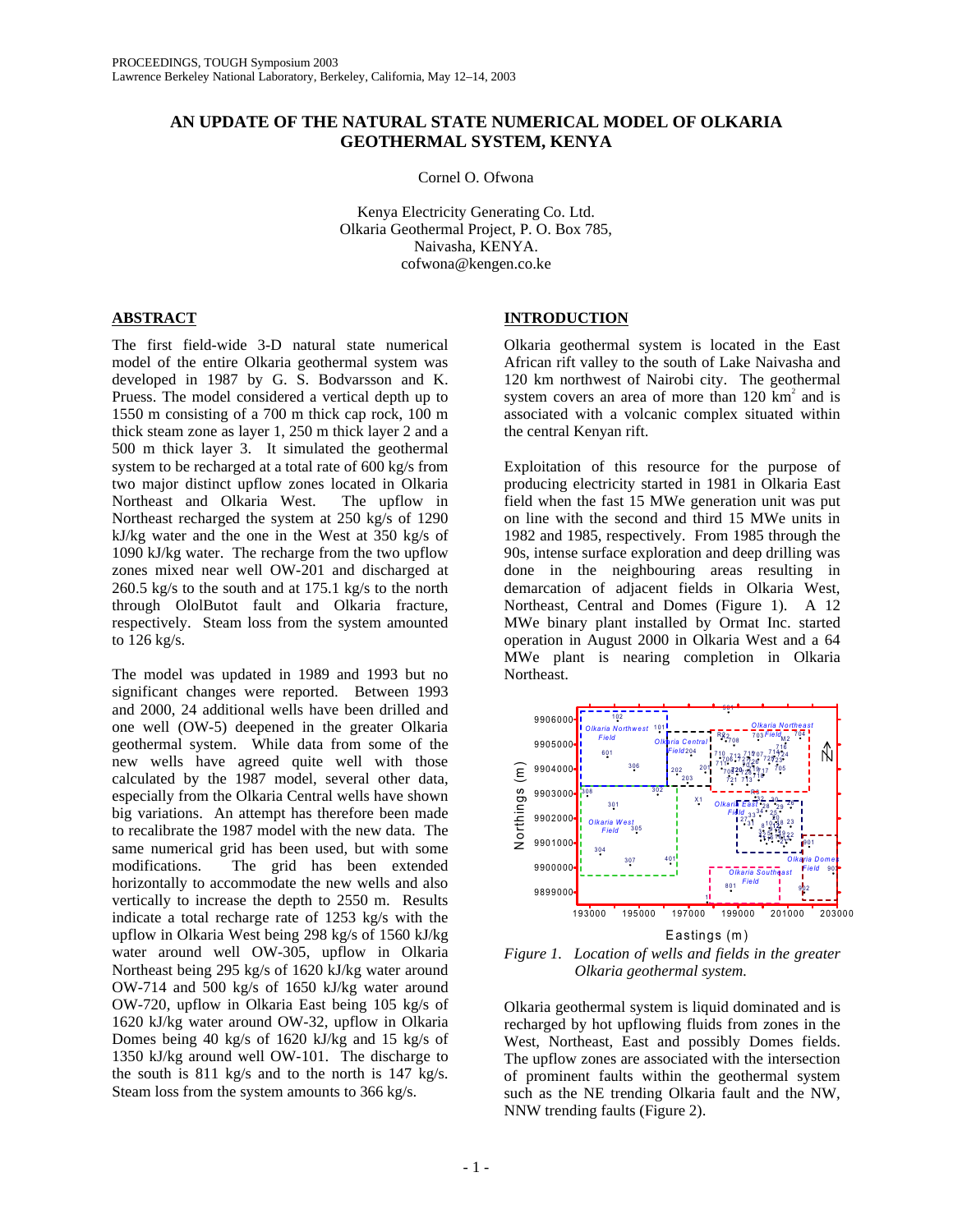# AN UPDATE OF THE NATURAL STATE NUMERICAL MODEL OF OLKARIA GEOTHERMAL SYSTEM, KENYA

Cornel O. Ofwona

Kenya Electricity Generating Co. Ltd.
Olkaria Geothermal Project, P. O. Box 785,
Naivasha, KENYA.
cofwona@kengen.co.ke

## ABSTRACT

The first field-wide 3-D natural state numerical model of the entire Olkaria geothermal system was developed in 1987 by G. S. Bodvarsson and K. Pruess. The model considered a vertical depth up to 1550 m consisting of a 700 m thick cap rock, 100 m thick steam zone as layer 1, 250 m thick layer 2 and a 500 m thick layer 3. It simulated the geothermal system to be recharged at a total rate of 600 kg/s from two major distinct upflow zones located in Olkaria Northeast and Olkaria West. The upflow in Northeast recharged the system at 250 kg/s of 1290 kJ/kg water and the one in the West at 350 kg/s of 1090 kJ/kg water. The recharge from the two upflow zones mixed near well OW-201 and discharged at 260.5 kg/s to the south and at 175.1 kg/s to the north through OlolButot fault and Olkaria fracture, respectively. Steam loss from the system amounted to 126 kg/s.

The model was updated in 1989 and 1993 but no significant changes were reported. Between 1993 and 2000, 24 additional wells have been drilled and one well (OW-5) deepened in the greater Olkaria geothermal system. While data from some of the new wells have agreed quite well with those calculated by the 1987 model, several other data, especially from the Olkaria Central wells have shown big variations. An attempt has therefore been made to recalibrate the 1987 model with the new data. The same numerical grid has been used, but with some modifications. The grid has been extended horizontally to accommodate the new wells and also vertically to increase the depth to 2550 m. Results indicate a total recharge rate of 1253 kg/s with the upflow in Olkaria West being 298 kg/s of 1560 kJ/kg water around well OW-305, upflow in Olkaria Northeast being 295 kg/s of 1620 kJ/kg water around OW-714 and 500 kg/s of 1650 kJ/kg water around OW-720, upflow in Olkaria East being 105 kg/s of 1620 kJ/kg water around OW-32, upflow in Olkaria Domes being 40 kg/s of 1620 kJ/kg and 15 kg/s of 1350 kJ/kg around well OW-101. The discharge to the south is 811 kg/s and to the north is 147 kg/s. Steam loss from the system amounts to 366 kg/s.

## INTRODUCTION

Olkaria geothermal system is located in the East African rift valley to the south of Lake Naivasha and 120 km northwest of Nairobi city. The geothermal system covers an area of more than 120 km$^2$ and is associated with a volcanic complex situated within the central Kenyan rift.

Exploitation of this resource for the purpose of producing electricity started in 1981 in Olkaria East field when the fast 15 MWe generation unit was put on line with the second and third 15 MWe units in 1982 and 1985, respectively. From 1985 through the 90s, intense surface exploration and deep drilling was done in the neighbouring areas resulting in demarcation of adjacent fields in Olkaria West, Northeast, Central and Domes (Figure 1). A 12 MWe binary plant installed by Ormat Inc. started operation in August 2000 in Olkaria West and a 64 MWe plant is nearing completion in Olkaria Northeast.

*Figure 1. Location of wells and fields in the greater Olkaria geothermal system.*

Olkaria geothermal system is liquid dominated and is recharged by hot upflowing fluids from zones in the West, Northeast, East and possibly Domes fields. The upflow zones are associated with the intersection of prominent faults within the geothermal system such as the NE trending Olkaria fault and the NW, NNW trending faults (Figure 2).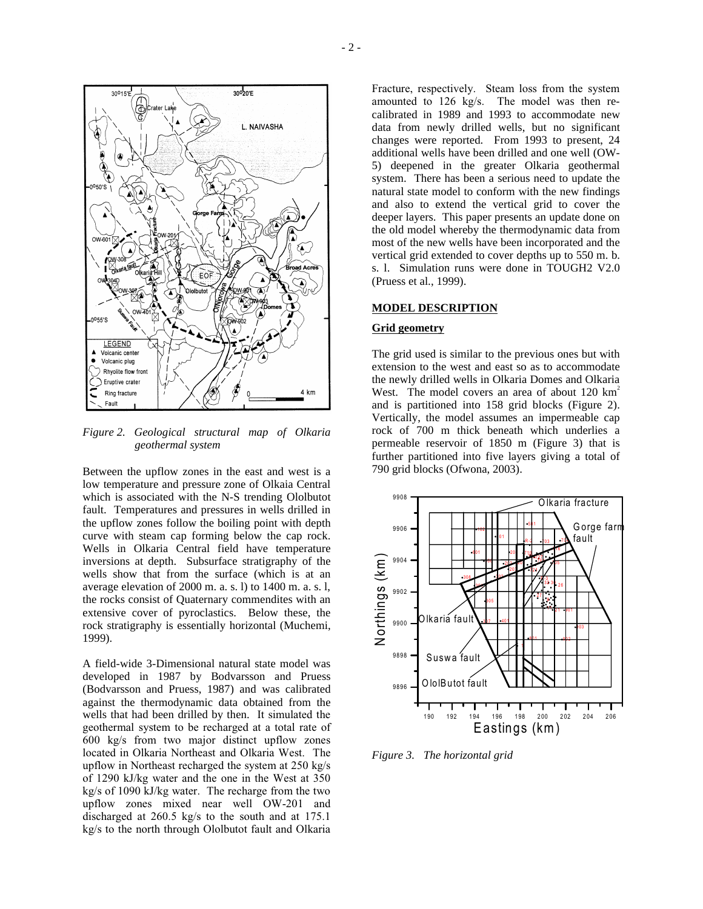*Figure 2. Geological structural map of Olkaria geothermal system*

Between the upflow zones in the east and west is a low temperature and pressure zone of Olkaia Central which is associated with the N-S trending Ololbutot fault. Temperatures and pressures in wells drilled in the upflow zones follow the boiling point with depth curve with steam cap forming below the cap rock. Wells in Olkaria Central field have temperature inversions at depth. Subsurface stratigraphy of the wells show that from the surface (which is at an average elevation of 2000 m. a. s. l) to 1400 m. a. s. l, the rocks consist of Quaternary commendites with an extensive cover of pyroclastics. Below these, the rock stratigraphy is essentially horizontal (Muchemi, 1999).

A field-wide 3-Dimensional natural state model was developed in 1987 by Bodvarsson and Pruess (Bodvarsson and Pruess, 1987) and was calibrated against the thermodynamic data obtained from the wells that had been drilled by then. It simulated the geothermal system to be recharged at a total rate of 600 kg/s from two major distinct upflow zones located in Olkaria Northeast and Olkaria West. The upflow in Northeast recharged the system at 250 kg/s of 1290 kJ/kg water and the one in the West at 350 kg/s of 1090 kJ/kg water. The recharge from the two upflow zones mixed near well OW-201 and discharged at 260.5 kg/s to the south and at 175.1 kg/s to the north through Ololbutot fault and Olkaria Fracture, respectively. Steam loss from the system amounted to 126 kg/s. The model was then re-calibrated in 1989 and 1993 to accommodate new data from newly drilled wells, but no significant changes were reported. From 1993 to present, 24 additional wells have been drilled and one well (OW-5) deepened in the greater Olkaria geothermal system. There has been a serious need to update the natural state model to conform with the new findings and also to extend the vertical grid to cover the deeper layers. This paper presents an update done on the old model whereby the thermodynamic data from most of the new wells have been incorporated and the vertical grid extended to cover depths up to 550 m. b. s. l. Simulation runs were done in TOUGH2 V2.0 (Pruess et al., 1999).

## MODEL DESCRIPTION

### Grid geometry

The grid used is similar to the previous ones but with extension to the west and east so as to accommodate the newly drilled wells in Olkaria Domes and Olkaria West. The model covers an area of about 120 km$^2$ and is partitioned into 158 grid blocks (Figure 2). Vertically, the model assumes an impermeable cap rock of 700 m thick beneath which underlies a permeable reservoir of 1850 m (Figure 3) that is further partitioned into five layers giving a total of 790 grid blocks (Ofwona, 2003).

*Figure 3. The horizontal grid*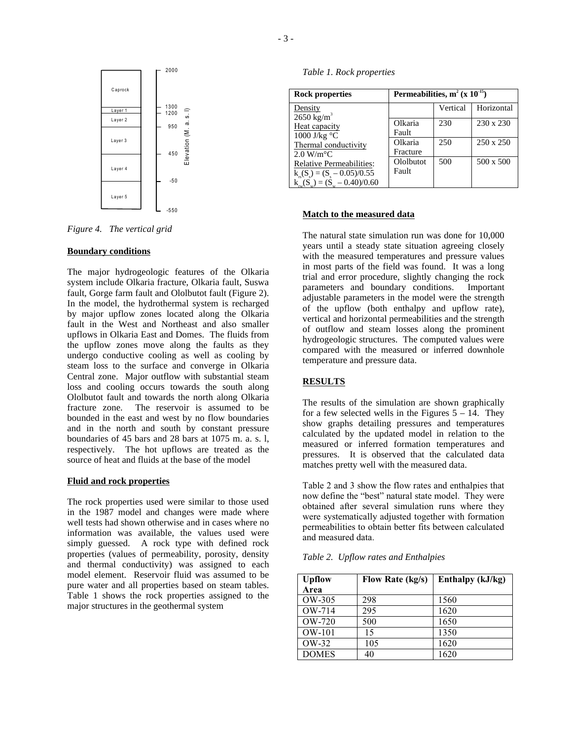Caprock

Layer 1

Layer 2

Layer 3

Layer 4

Layer 5

2000

1300

1200

950

450

-50

-550

Elevation (M. a. s. l)

*Figure 4. The vertical grid*

**Boundary conditions**

The major hydrogeologic features of the Olkaria system include Olkaria fracture, Olkaria fault, Suswa fault, Gorge farm fault and Ololbutot fault (Figure 2). In the model, the hydrothermal system is recharged by major upflow zones located along the Olkaria fault in the West and Northeast and also smaller upflows in Olkaria East and Domes. The fluids from the upflow zones move along the faults as they undergo conductive cooling as well as cooling by steam loss to the surface and converge in Olkaria Central zone. Major outflow with substantial steam loss and cooling occurs towards the south along Ololbutot fault and towards the north along Olkaria fracture zone. The reservoir is assumed to be bounded in the east and west by no flow boundaries and in the north and south by constant pressure boundaries of 45 bars and 28 bars at 1075 m. a. s. l, respectively. The hot upflows are treated as the source of heat and fluids at the base of the model

**Fluid and rock properties**

The rock properties used were similar to those used in the 1987 model and changes were made where well tests had shown otherwise and in cases where no information was available, the values used were simply guessed. A rock type with defined rock properties (values of permeability, porosity, density and thermal conductivity) was assigned to each model element. Reservoir fluid was assumed to be pure water and all properties based on steam tables. Table 1 shows the rock properties assigned to the major structures in the geothermal system

*Table 1. Rock properties*

| Rock properties | Permeabilities, $m^2$ ($x\ 10^{-15}$) | | |
|---|---|---|---|
| Density<br>2650 $kg/m^3$<br>Heat capacity<br>1000 J/kg °C<br>Thermal conductivity<br>2.0 W/m°C<br>Relative Permeabilities:<br>$k_{rs}(S_s) = (S_s - 0.05)/0.55$<br>$k_{rw}(S_w) = (S_w - 0.40)/0.60$ | | Vertical | Horizontal |
| | Olkaria Fault | 230 | 230 x 230 |
| | Olkaria Fracture | 250 | 250 x 250 |
| | Ololbutot Fault | 500 | 500 x 500 |

**Match to the measured data**

The natural state simulation run was done for 10,000 years until a steady state situation agreeing closely with the measured temperatures and pressure values in most parts of the field was found. It was a long trial and error procedure, slightly changing the rock parameters and boundary conditions. Important adjustable parameters in the model were the strength of the upflow (both enthalpy and upflow rate), vertical and horizontal permeabilities and the strength of outflow and steam losses along the prominent hydrogeologic structures. The computed values were compared with the measured or inferred downhole temperature and pressure data.

**RESULTS**

The results of the simulation are shown graphically for a few selected wells in the Figures 5 – 14. They show graphs detailing pressures and temperatures calculated by the updated model in relation to the measured or inferred formation temperatures and pressures. It is observed that the calculated data matches pretty well with the measured data.

Table 2 and 3 show the flow rates and enthalpies that now define the "best" natural state model. They were obtained after several simulation runs where they were systematically adjusted together with formation permeabilities to obtain better fits between calculated and measured data.

*Table 2. Upflow rates and Enthalpies*

| Upflow Area | Flow Rate (kg/s) | Enthalpy (kJ/kg) |
|---|---|---|
| OW-305 | 298 | 1560 |
| OW-714 | 295 | 1620 |
| OW-720 | 500 | 1650 |
| OW-101 | 15 | 1350 |
| OW-32 | 105 | 1620 |
| DOMES | 40 | 1620 |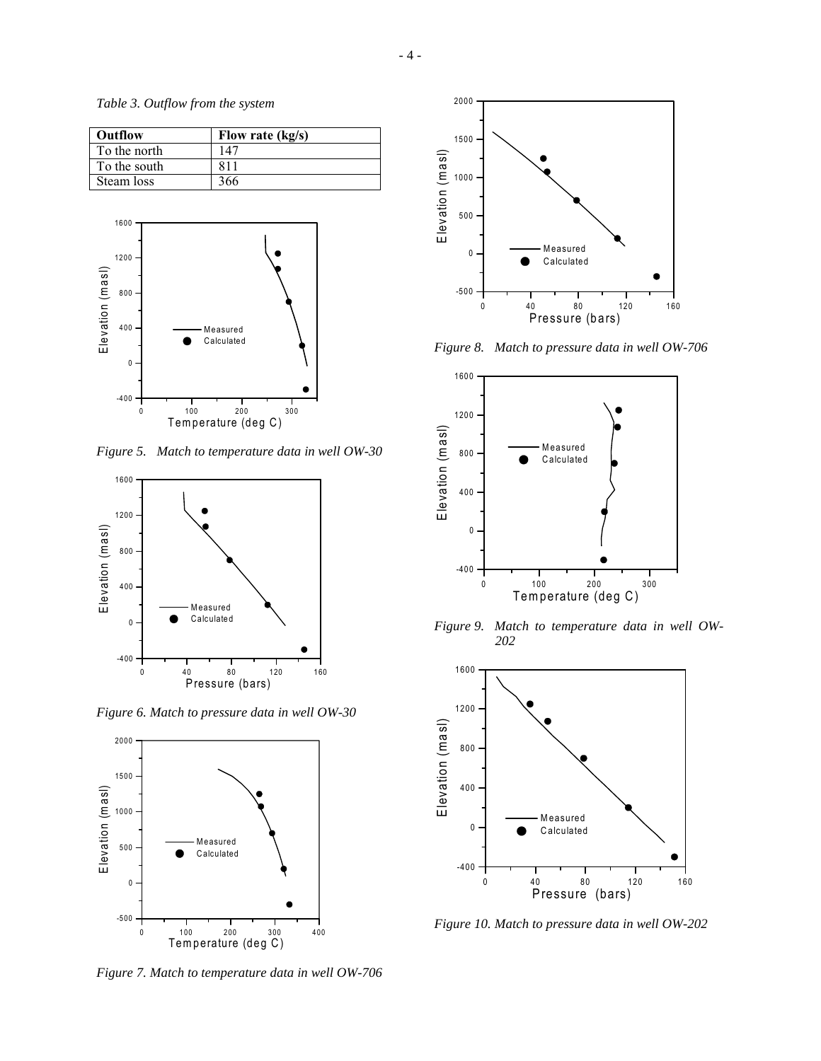*Table 3. Outflow from the system*

| Outflow | Flow rate (kg/s) |
|---|---|
| To the north | 147 |
| To the south | 811 |
| Steam loss | 366 |

*Figure 5. Match to temperature data in well OW-30*

*Figure 6. Match to pressure data in well OW-30*

*Figure 7. Match to temperature data in well OW-706*

*Figure 8. Match to pressure data in well OW-706*

*Figure 9. Match to temperature data in well OW-202*

*Figure 10. Match to pressure data in well OW-202*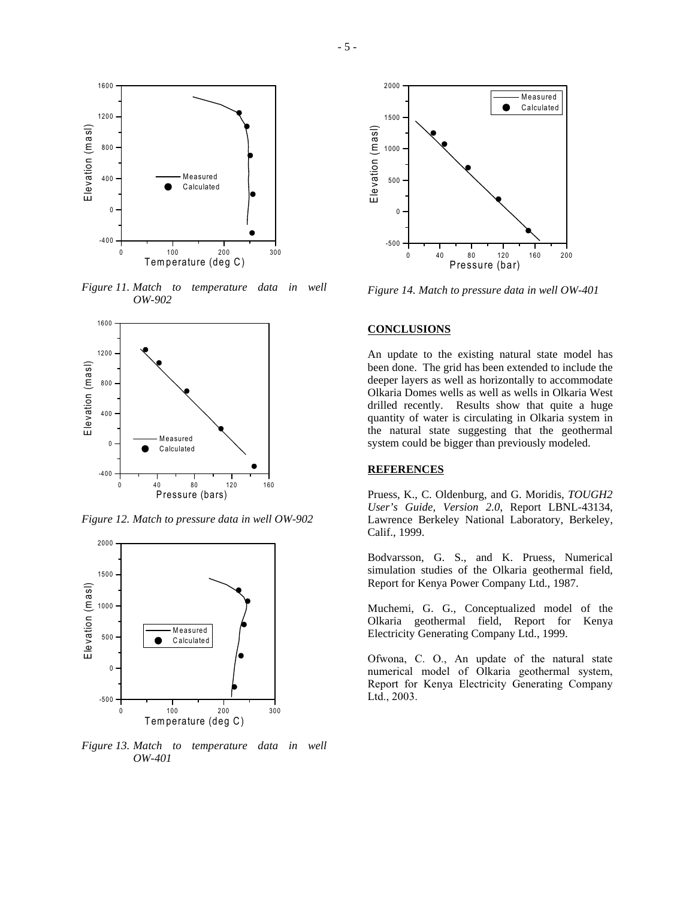1600
1200
800
400
0
-400
Elevation (masl)
Measured
Calculated
0
100
200
300
Temperature (deg C)

*Figure 11. Match to temperature data in well OW-902*

1600
1200
800
400
0
-400
Elevation (masl)
Measured
Calculated
0
40
80
120
160
Pressure (bars)

*Figure 12. Match to pressure data in well OW-902*

2000
1500
1000
500
0
-500
Elevation (masl)
Measured
Calculated
0
100
200
300
Temperature (deg C)

*Figure 13. Match to temperature data in well OW-401*

2000
1500
1000
500
0
-500
Elevation (masl)
Measured
Calculated
0
40
80
120
160
200
Pressure (bar)

*Figure 14. Match to pressure data in well OW-401*

## CONCLUSIONS

An update to the existing natural state model has been done. The grid has been extended to include the deeper layers as well as horizontally to accommodate Olkaria Domes wells as well as wells in Olkaria West drilled recently. Results show that quite a huge quantity of water is circulating in Olkaria system in the natural state suggesting that the geothermal system could be bigger than previously modeled.

## REFERENCES

Pruess, K., C. Oldenburg, and G. Moridis, *TOUGH2 User's Guide, Version 2.0*, Report LBNL-43134, Lawrence Berkeley National Laboratory, Berkeley, Calif., 1999.

Bodvarsson, G. S., and K. Pruess, Numerical simulation studies of the Olkaria geothermal field, Report for Kenya Power Company Ltd., 1987.

Muchemi, G. G., Conceptualized model of the Olkaria geothermal field, Report for Kenya Electricity Generating Company Ltd., 1999.

Ofwona, C. O., An update of the natural state numerical model of Olkaria geothermal system, Report for Kenya Electricity Generating Company Ltd., 2003.